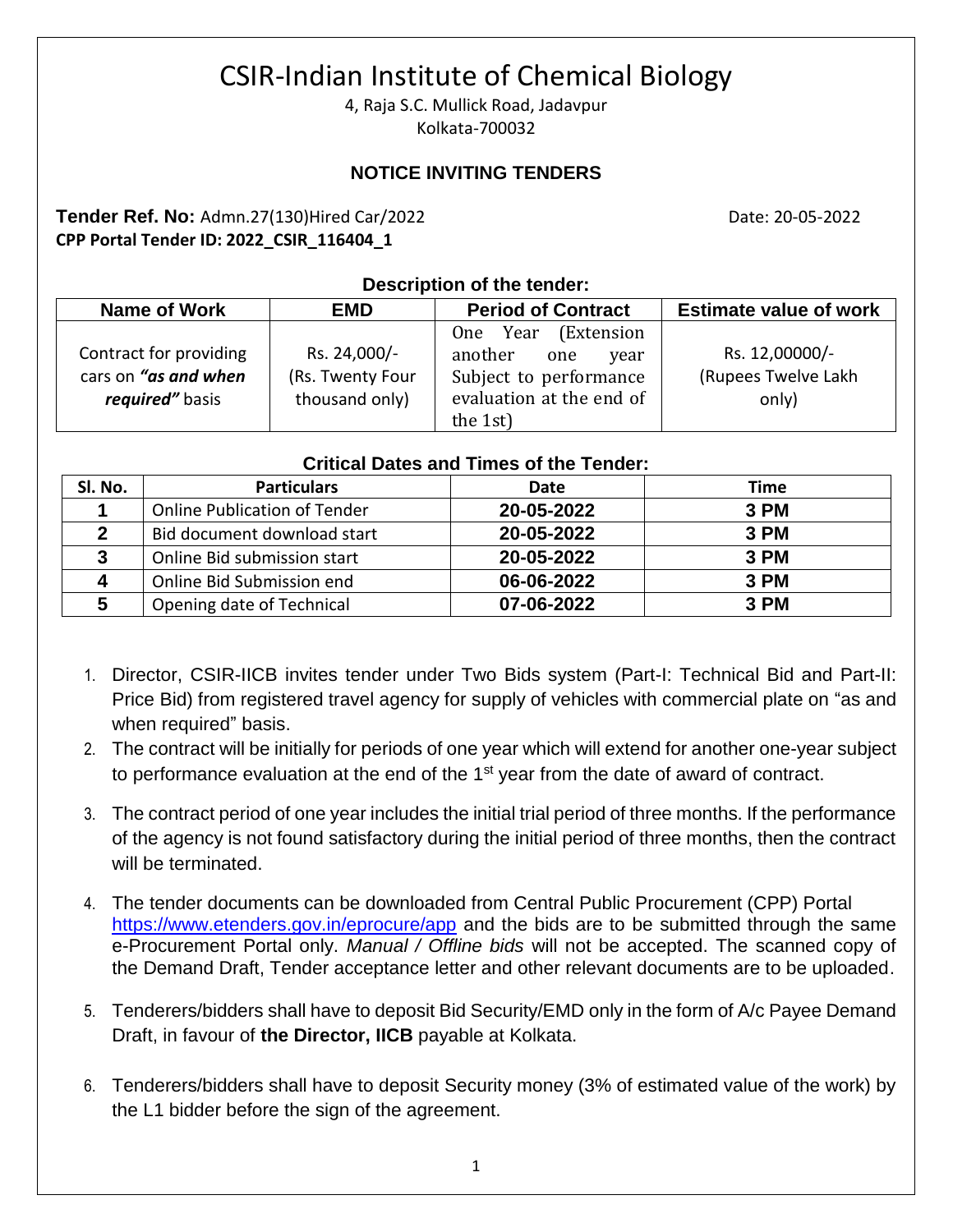# CSIR-Indian Institute of Chemical Biology

4, Raja S.C. Mullick Road, Jadavpur
Kolkata-700032

## NOTICE INVITING TENDERS

**Tender Ref. No:** Admn.27(130)Hired Car/2022 Date: 20-05-2022
**CPP Portal Tender ID: 2022_CSIR_116404_1**

**Description of the tender:**

| Name of Work | EMD | Period of Contract | Estimate value of work |
|---|---|---|---|
| Contract for providing cars on ***"as and when required"*** basis | Rs. 24,000/- (Rs. Twenty Four thousand only) | One Year (Extension another one year Subject to performance evaluation at the end of the 1st) | Rs. 12,00000/- (Rupees Twelve Lakh only) |

**Critical Dates and Times of the Tender:**

| Sl. No. | Particulars | Date | Time |
|---|---|---|---|
| **1** | Online Publication of Tender | **20-05-2022** | **3 PM** |
| **2** | Bid document download start | **20-05-2022** | **3 PM** |
| **3** | Online Bid submission start | **20-05-2022** | **3 PM** |
| **4** | Online Bid Submission end | **06-06-2022** | **3 PM** |
| **5** | Opening date of Technical | **07-06-2022** | **3 PM** |

1. Director, CSIR-IICB invites tender under Two Bids system (Part-I: Technical Bid and Part-II: Price Bid) from registered travel agency for supply of vehicles with commercial plate on "as and when required" basis.
2. The contract will be initially for periods of one year which will extend for another one-year subject to performance evaluation at the end of the 1st year from the date of award of contract.
3. The contract period of one year includes the initial trial period of three months. If the performance of the agency is not found satisfactory during the initial period of three months, then the contract will be terminated.
4. The tender documents can be downloaded from Central Public Procurement (CPP) Portal https://www.etenders.gov.in/eprocure/app and the bids are to be submitted through the same e-Procurement Portal only. *Manual / Offline bids* will not be accepted. The scanned copy of the Demand Draft, Tender acceptance letter and other relevant documents are to be uploaded.
5. Tenderers/bidders shall have to deposit Bid Security/EMD only in the form of A/c Payee Demand Draft, in favour of **the Director, IICB** payable at Kolkata.
6. Tenderers/bidders shall have to deposit Security money (3% of estimated value of the work) by the L1 bidder before the sign of the agreement.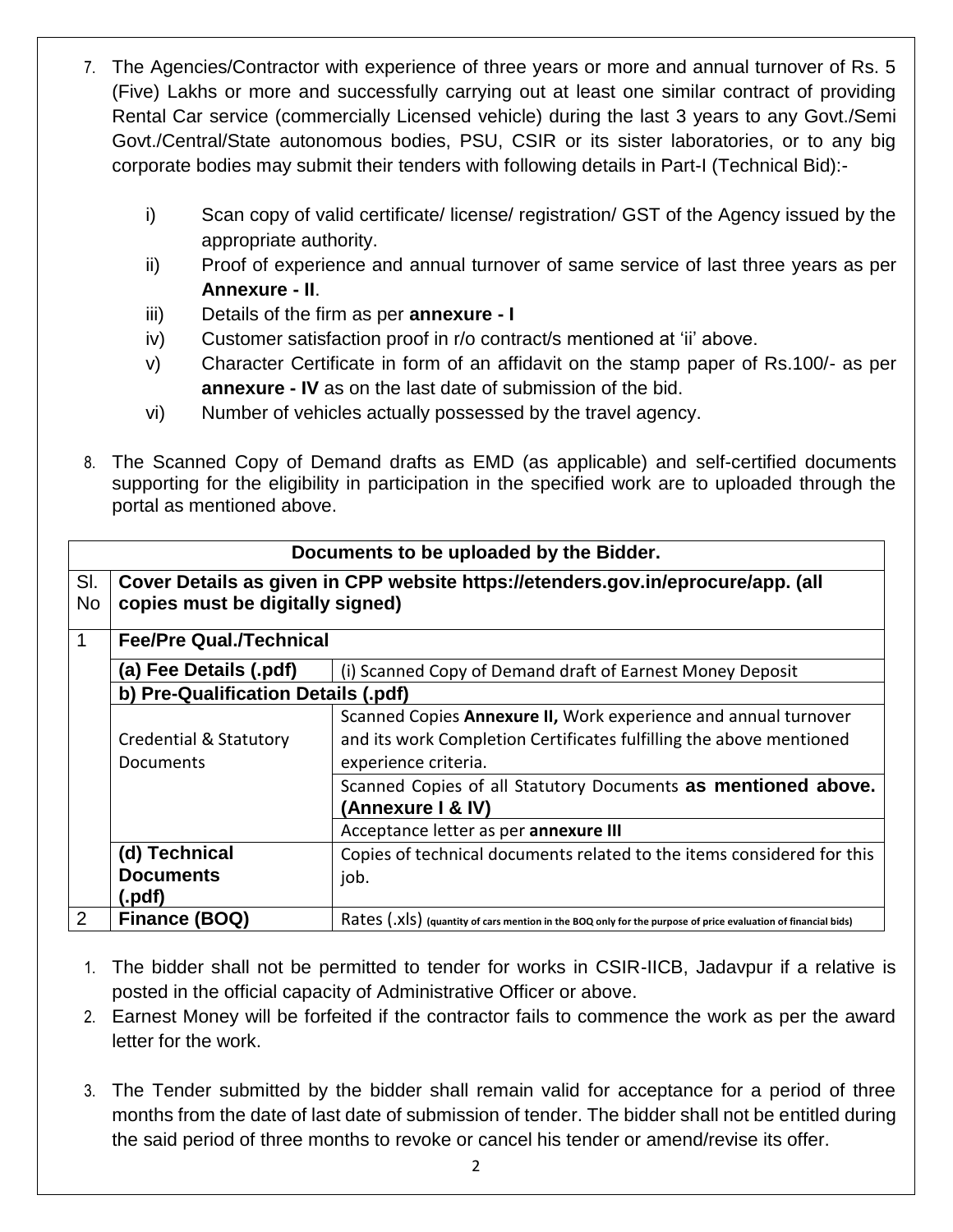7. The Agencies/Contractor with experience of three years or more and annual turnover of Rs. 5 (Five) Lakhs or more and successfully carrying out at least one similar contract of providing Rental Car service (commercially Licensed vehicle) during the last 3 years to any Govt./Semi Govt./Central/State autonomous bodies, PSU, CSIR or its sister laboratories, or to any big corporate bodies may submit their tenders with following details in Part-I (Technical Bid):-

   i) Scan copy of valid certificate/ license/ registration/ GST of the Agency issued by the appropriate authority.
   ii) Proof of experience and annual turnover of same service of last three years as per **Annexure - II**.
   iii) Details of the firm as per **annexure - I**
   iv) Customer satisfaction proof in r/o contract/s mentioned at 'ii' above.
   v) Character Certificate in form of an affidavit on the stamp paper of Rs.100/- as per **annexure - IV** as on the last date of submission of the bid.
   vi) Number of vehicles actually possessed by the travel agency.

8. The Scanned Copy of Demand drafts as EMD (as applicable) and self-certified documents supporting for the eligibility in participation in the specified work are to uploaded through the portal as mentioned above.

| **Documents to be uploaded by the Bidder.** | | |
|---|---|---|
| Sl. No | **Cover Details as given in CPP website https://etenders.gov.in/eprocure/app. (all copies must be digitally signed)** | |
| 1 | **Fee/Pre Qual./Technical** | |
| | **(a) Fee Details (.pdf)** | (i) Scanned Copy of Demand draft of Earnest Money Deposit |
| | **b) Pre-Qualification Details (.pdf)** | |
| | Credential & Statutory Documents | Scanned Copies **Annexure II,** Work experience and annual turnover and its work Completion Certificates fulfilling the above mentioned experience criteria. |
| | | Scanned Copies of all Statutory Documents **as mentioned above. (Annexure I & IV)** |
| | | Acceptance letter as per **annexure III** |
| | **(d) Technical Documents (.pdf)** | Copies of technical documents related to the items considered for this job. |
| 2 | **Finance (BOQ)** | Rates (.xls) (quantity of cars mention in the BOQ only for the purpose of price evaluation of financial bids) |

1. The bidder shall not be permitted to tender for works in CSIR-IICB, Jadavpur if a relative is posted in the official capacity of Administrative Officer or above.
2. Earnest Money will be forfeited if the contractor fails to commence the work as per the award letter for the work.
3. The Tender submitted by the bidder shall remain valid for acceptance for a period of three months from the date of last date of submission of tender. The bidder shall not be entitled during the said period of three months to revoke or cancel his tender or amend/revise its offer.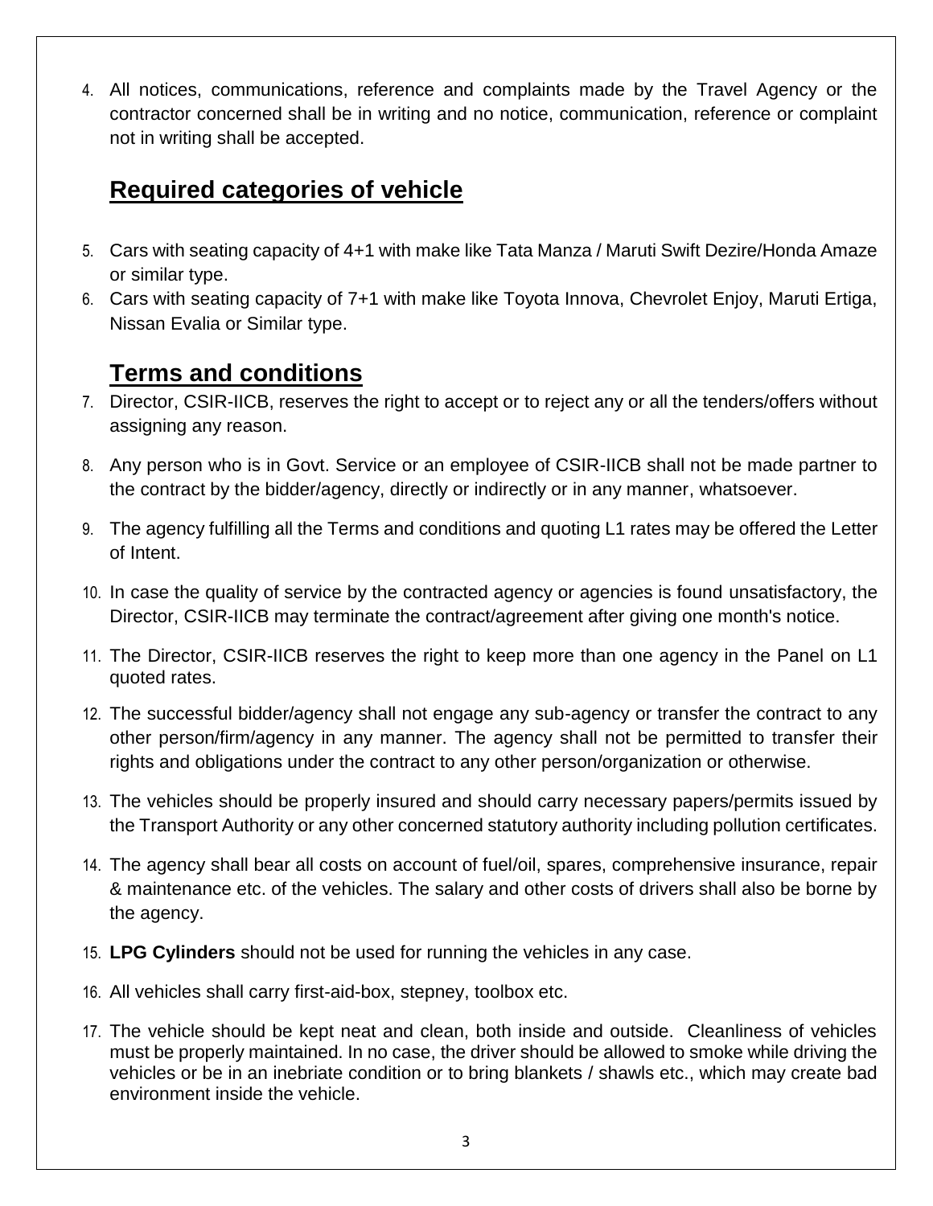4. All notices, communications, reference and complaints made by the Travel Agency or the contractor concerned shall be in writing and no notice, communication, reference or complaint not in writing shall be accepted.

## Required categories of vehicle

5. Cars with seating capacity of 4+1 with make like Tata Manza / Maruti Swift Dezire/Honda Amaze or similar type.
6. Cars with seating capacity of 7+1 with make like Toyota Innova, Chevrolet Enjoy, Maruti Ertiga, Nissan Evalia or Similar type.

## Terms and conditions

7. Director, CSIR-IICB, reserves the right to accept or to reject any or all the tenders/offers without assigning any reason.
8. Any person who is in Govt. Service or an employee of CSIR-IICB shall not be made partner to the contract by the bidder/agency, directly or indirectly or in any manner, whatsoever.
9. The agency fulfilling all the Terms and conditions and quoting L1 rates may be offered the Letter of Intent.
10. In case the quality of service by the contracted agency or agencies is found unsatisfactory, the Director, CSIR-IICB may terminate the contract/agreement after giving one month's notice.
11. The Director, CSIR-IICB reserves the right to keep more than one agency in the Panel on L1 quoted rates.
12. The successful bidder/agency shall not engage any sub-agency or transfer the contract to any other person/firm/agency in any manner. The agency shall not be permitted to transfer their rights and obligations under the contract to any other person/organization or otherwise.
13. The vehicles should be properly insured and should carry necessary papers/permits issued by the Transport Authority or any other concerned statutory authority including pollution certificates.
14. The agency shall bear all costs on account of fuel/oil, spares, comprehensive insurance, repair & maintenance etc. of the vehicles. The salary and other costs of drivers shall also be borne by the agency.
15. **LPG Cylinders** should not be used for running the vehicles in any case.
16. All vehicles shall carry first-aid-box, stepney, toolbox etc.
17. The vehicle should be kept neat and clean, both inside and outside. Cleanliness of vehicles must be properly maintained. In no case, the driver should be allowed to smoke while driving the vehicles or be in an inebriate condition or to bring blankets / shawls etc., which may create bad environment inside the vehicle.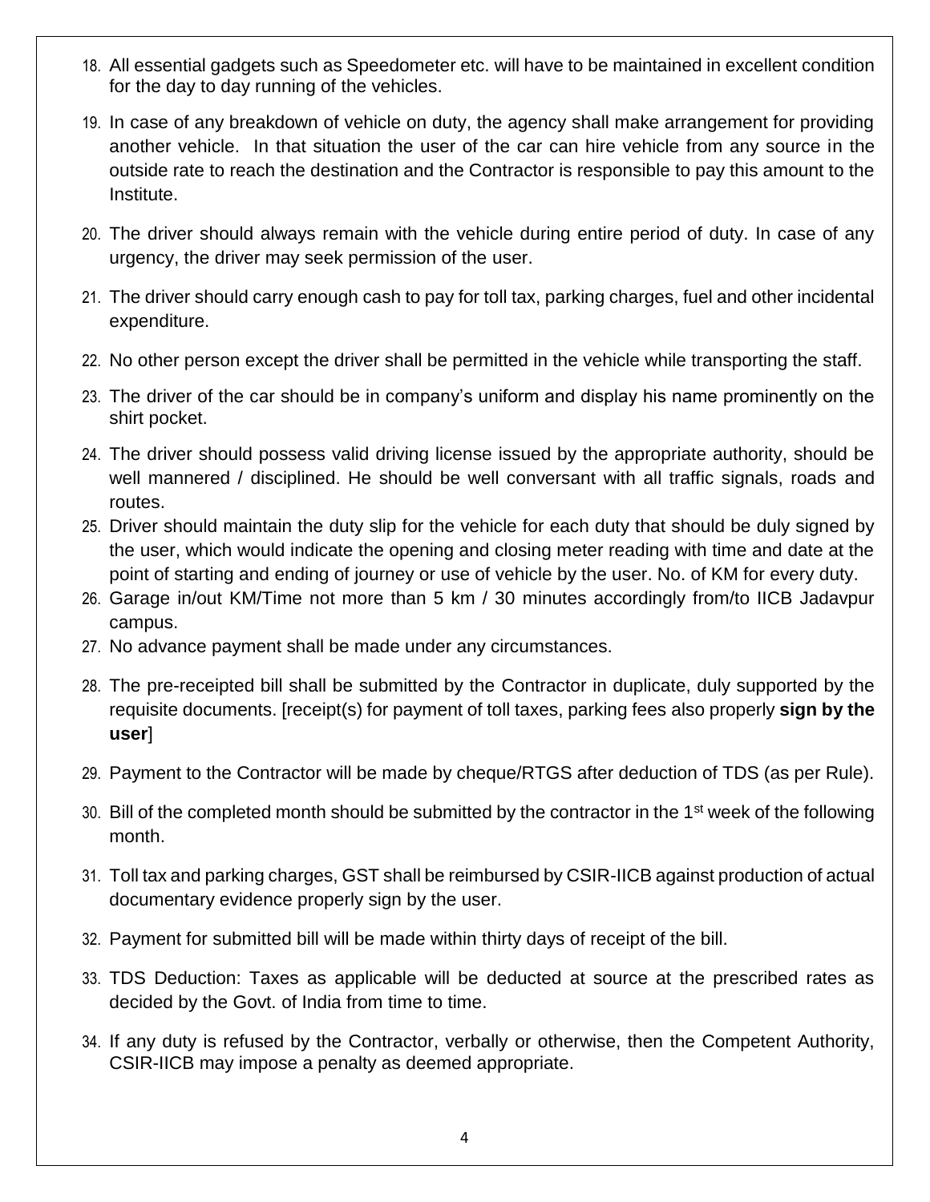18. All essential gadgets such as Speedometer etc. will have to be maintained in excellent condition for the day to day running of the vehicles.
19. In case of any breakdown of vehicle on duty, the agency shall make arrangement for providing another vehicle. In that situation the user of the car can hire vehicle from any source in the outside rate to reach the destination and the Contractor is responsible to pay this amount to the Institute.
20. The driver should always remain with the vehicle during entire period of duty. In case of any urgency, the driver may seek permission of the user.
21. The driver should carry enough cash to pay for toll tax, parking charges, fuel and other incidental expenditure.
22. No other person except the driver shall be permitted in the vehicle while transporting the staff.
23. The driver of the car should be in company's uniform and display his name prominently on the shirt pocket.
24. The driver should possess valid driving license issued by the appropriate authority, should be well mannered / disciplined. He should be well conversant with all traffic signals, roads and routes.
25. Driver should maintain the duty slip for the vehicle for each duty that should be duly signed by the user, which would indicate the opening and closing meter reading with time and date at the point of starting and ending of journey or use of vehicle by the user. No. of KM for every duty.
26. Garage in/out KM/Time not more than 5 km / 30 minutes accordingly from/to IICB Jadavpur campus.
27. No advance payment shall be made under any circumstances.
28. The pre-receipted bill shall be submitted by the Contractor in duplicate, duly supported by the requisite documents. [receipt(s) for payment of toll taxes, parking fees also properly **sign by the user**]
29. Payment to the Contractor will be made by cheque/RTGS after deduction of TDS (as per Rule).
30. Bill of the completed month should be submitted by the contractor in the 1st week of the following month.
31. Toll tax and parking charges, GST shall be reimbursed by CSIR-IICB against production of actual documentary evidence properly sign by the user.
32. Payment for submitted bill will be made within thirty days of receipt of the bill.
33. TDS Deduction: Taxes as applicable will be deducted at source at the prescribed rates as decided by the Govt. of India from time to time.
34. If any duty is refused by the Contractor, verbally or otherwise, then the Competent Authority, CSIR-IICB may impose a penalty as deemed appropriate.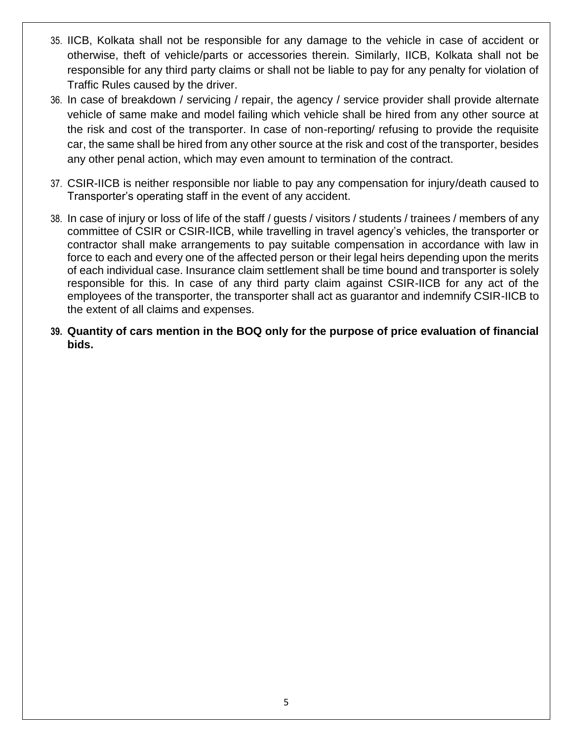35. IICB, Kolkata shall not be responsible for any damage to the vehicle in case of accident or otherwise, theft of vehicle/parts or accessories therein. Similarly, IICB, Kolkata shall not be responsible for any third party claims or shall not be liable to pay for any penalty for violation of Traffic Rules caused by the driver.
36. In case of breakdown / servicing / repair, the agency / service provider shall provide alternate vehicle of same make and model failing which vehicle shall be hired from any other source at the risk and cost of the transporter. In case of non-reporting/ refusing to provide the requisite car, the same shall be hired from any other source at the risk and cost of the transporter, besides any other penal action, which may even amount to termination of the contract.
37. CSIR-IICB is neither responsible nor liable to pay any compensation for injury/death caused to Transporter's operating staff in the event of any accident.
38. In case of injury or loss of life of the staff / guests / visitors / students / trainees / members of any committee of CSIR or CSIR-IICB, while travelling in travel agency's vehicles, the transporter or contractor shall make arrangements to pay suitable compensation in accordance with law in force to each and every one of the affected person or their legal heirs depending upon the merits of each individual case. Insurance claim settlement shall be time bound and transporter is solely responsible for this. In case of any third party claim against CSIR-IICB for any act of the employees of the transporter, the transporter shall act as guarantor and indemnify CSIR-IICB to the extent of all claims and expenses.
39. **Quantity of cars mention in the BOQ only for the purpose of price evaluation of financial bids.**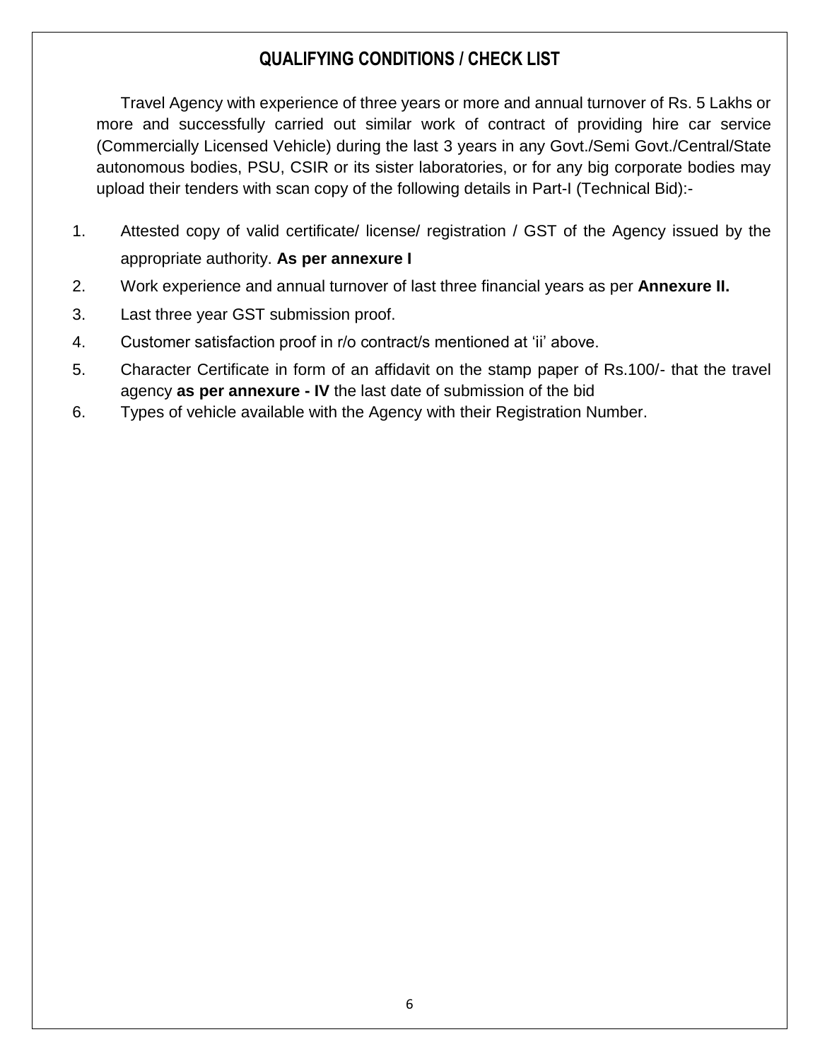## QUALIFYING CONDITIONS / CHECK LIST

Travel Agency with experience of three years or more and annual turnover of Rs. 5 Lakhs or more and successfully carried out similar work of contract of providing hire car service (Commercially Licensed Vehicle) during the last 3 years in any Govt./Semi Govt./Central/State autonomous bodies, PSU, CSIR or its sister laboratories, or for any big corporate bodies may upload their tenders with scan copy of the following details in Part-I (Technical Bid):-

1. Attested copy of valid certificate/ license/ registration / GST of the Agency issued by the appropriate authority. **As per annexure I**
2. Work experience and annual turnover of last three financial years as per **Annexure II.**
3. Last three year GST submission proof.
4. Customer satisfaction proof in r/o contract/s mentioned at 'ii' above.
5. Character Certificate in form of an affidavit on the stamp paper of Rs.100/- that the travel agency **as per annexure - IV** the last date of submission of the bid
6. Types of vehicle available with the Agency with their Registration Number.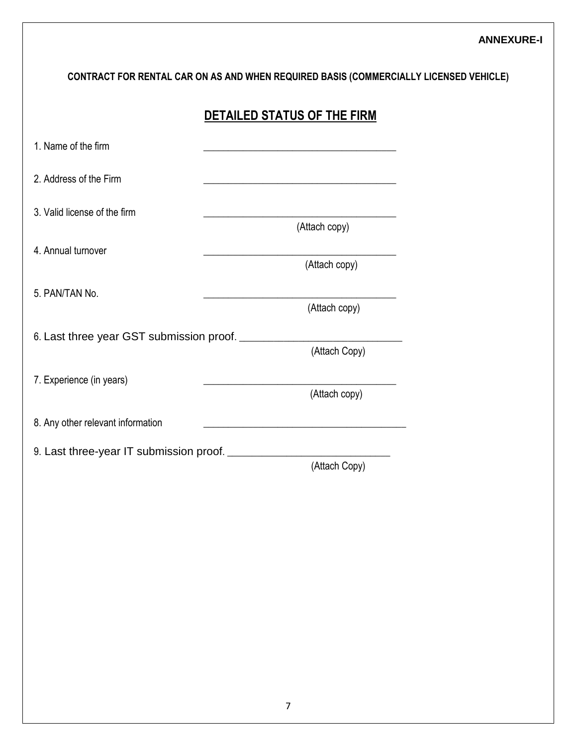**ANNEXURE-I**

**CONTRACT FOR RENTAL CAR ON AS AND WHEN REQUIRED BASIS (COMMERCIALLY LICENSED VEHICLE)**

## DETAILED STATUS OF THE FIRM

1. Name of the firm ____________________________________

2. Address of the Firm ____________________________________

3. Valid license of the firm ____________________________________
(Attach copy)

4. Annual turnover ____________________________________
(Attach copy)

5. PAN/TAN No. ____________________________________
(Attach copy)

6. Last three year GST submission proof. ___________________________
(Attach Copy)

7. Experience (in years) ____________________________________
(Attach copy)

8. Any other relevant information ____________________________________

9. Last three-year IT submission proof. ___________________________
(Attach Copy)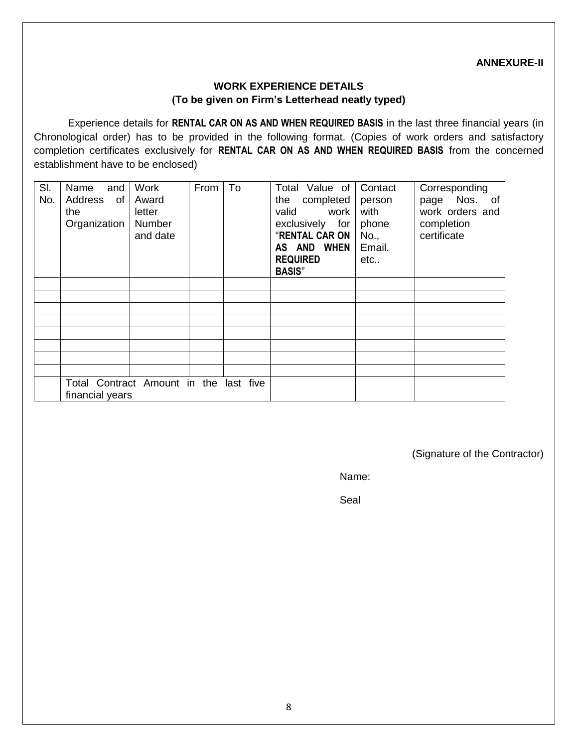**ANNEXURE-II**

## WORK EXPERIENCE DETAILS
**(To be given on Firm's Letterhead neatly typed)**

Experience details for **RENTAL CAR ON AS AND WHEN REQUIRED BASIS** in the last three financial years (in Chronological order) has to be provided in the following format. (Copies of work orders and satisfactory completion certificates exclusively for **RENTAL CAR ON AS AND WHEN REQUIRED BASIS** from the concerned establishment have to be enclosed)

| Sl. No. | Name and Address of the Organization | Work Award letter Number and date | From | To | Total Value of the completed valid work exclusively for "**RENTAL CAR ON AS AND WHEN REQUIRED BASIS**" | Contact person with phone No., Email. etc.. | Corresponding page Nos. of work orders and completion certificate |
|---|---|---|---|---|---|---|---|
| | | | | | | | |
| | | | | | | | |
| | | | | | | | |
| | | | | | | | |
| | | | | | | | |
| | | | | | | | |
| | | | | | | | |
| | | | | | | | |
| | Total Contract Amount in the last five financial years | | | | | | |

(Signature of the Contractor)

Name:

Seal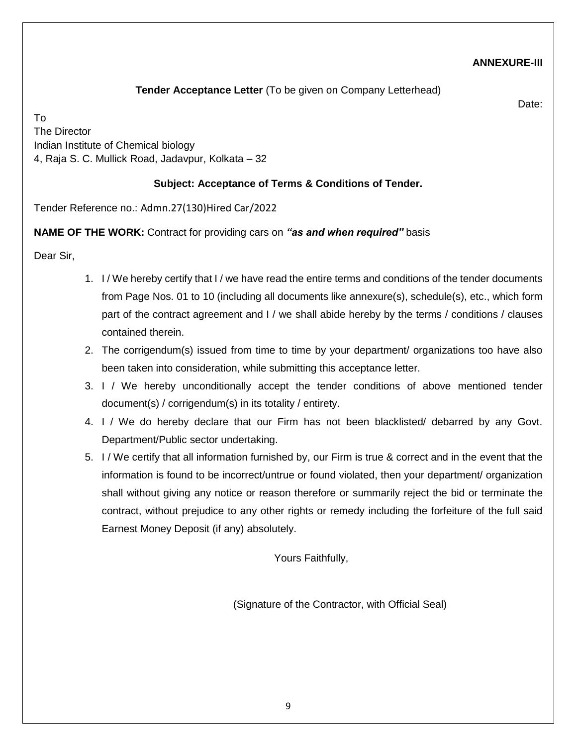**ANNEXURE-III**

**Tender Acceptance Letter** (To be given on Company Letterhead)

Date:

To
The Director
Indian Institute of Chemical biology
4, Raja S. C. Mullick Road, Jadavpur, Kolkata – 32

**Subject: Acceptance of Terms & Conditions of Tender.**

Tender Reference no.: Admn.27(130)Hired Car/2022

**NAME OF THE WORK:** Contract for providing cars on ***"as and when required"*** basis

Dear Sir,

1. I / We hereby certify that I / we have read the entire terms and conditions of the tender documents from Page Nos. 01 to 10 (including all documents like annexure(s), schedule(s), etc., which form part of the contract agreement and I / we shall abide hereby by the terms / conditions / clauses contained therein.
2. The corrigendum(s) issued from time to time by your department/ organizations too have also been taken into consideration, while submitting this acceptance letter.
3. I / We hereby unconditionally accept the tender conditions of above mentioned tender document(s) / corrigendum(s) in its totality / entirety.
4. I / We do hereby declare that our Firm has not been blacklisted/ debarred by any Govt. Department/Public sector undertaking.
5. I / We certify that all information furnished by, our Firm is true & correct and in the event that the information is found to be incorrect/untrue or found violated, then your department/ organization shall without giving any notice or reason therefore or summarily reject the bid or terminate the contract, without prejudice to any other rights or remedy including the forfeiture of the full said Earnest Money Deposit (if any) absolutely.

Yours Faithfully,

(Signature of the Contractor, with Official Seal)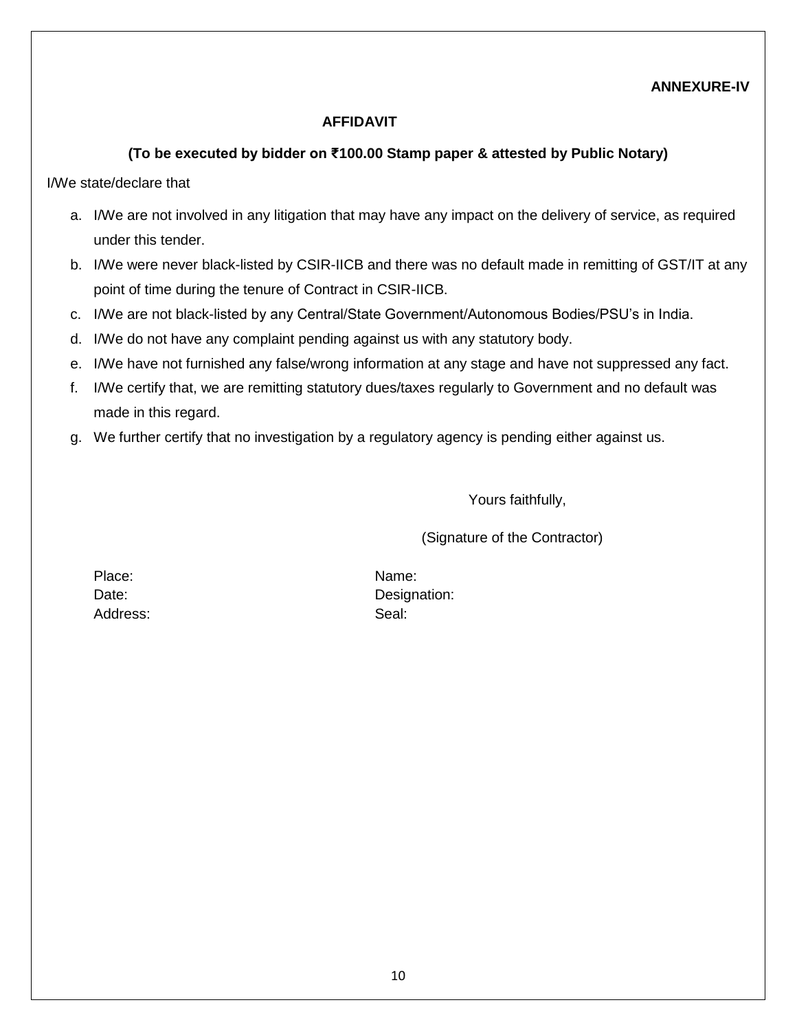**ANNEXURE-IV**

## AFFIDAVIT

**(To be executed by bidder on ₹100.00 Stamp paper & attested by Public Notary)**

I/We state/declare that

a. I/We are not involved in any litigation that may have any impact on the delivery of service, as required under this tender.
b. I/We were never black-listed by CSIR-IICB and there was no default made in remitting of GST/IT at any point of time during the tenure of Contract in CSIR-IICB.
c. I/We are not black-listed by any Central/State Government/Autonomous Bodies/PSU's in India.
d. I/We do not have any complaint pending against us with any statutory body.
e. I/We have not furnished any false/wrong information at any stage and have not suppressed any fact.
f. I/We certify that, we are remitting statutory dues/taxes regularly to Government and no default was made in this regard.
g. We further certify that no investigation by a regulatory agency is pending either against us.

Yours faithfully,

(Signature of the Contractor)

Place:
Date:
Address:

Name:
Designation:
Seal: